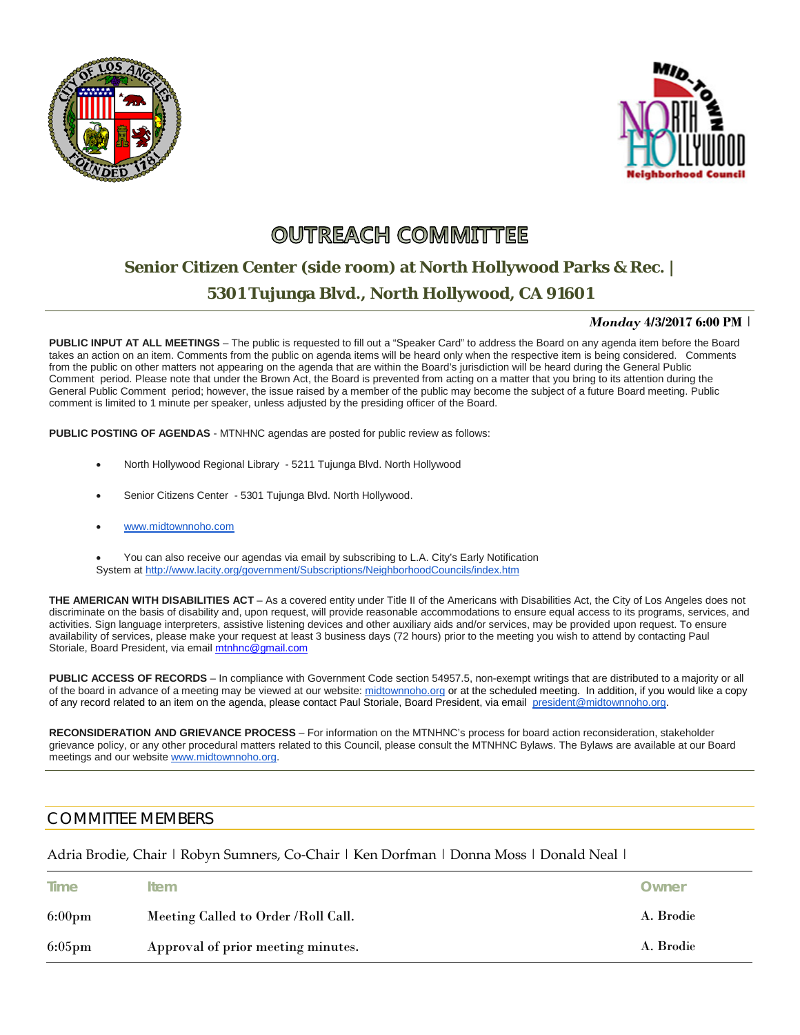# OUTREACH COMMITTEE

## Senior Citizen Center (side room) at North Hollywood Parks & Rec. | 5301 Tujunga Blvd., North Hollywood, CA 91601

***Monday* 4/3/2017 6:00 PM** |

**PUBLIC INPUT AT ALL MEETINGS** – The public is requested to fill out a "Speaker Card" to address the Board on any agenda item before the Board takes an action on an item. Comments from the public on agenda items will be heard only when the respective item is being considered. Comments from the public on other matters not appearing on the agenda that are within the Board's jurisdiction will be heard during the General Public Comment period. Please note that under the Brown Act, the Board is prevented from acting on a matter that you bring to its attention during the General Public Comment period; however, the issue raised by a member of the public may become the subject of a future Board meeting. Public comment is limited to 1 minute per speaker, unless adjusted by the presiding officer of the Board.

**PUBLIC POSTING OF AGENDAS** - MTNHNC agendas are posted for public review as follows:

- North Hollywood Regional Library - 5211 Tujunga Blvd. North Hollywood
- Senior Citizens Center - 5301 Tujunga Blvd. North Hollywood.
- www.midtownnoho.com
- You can also receive our agendas via email by subscribing to L.A. City's Early Notification System at http://www.lacity.org/government/Subscriptions/NeighborhoodCouncils/index.htm

**THE AMERICAN WITH DISABILITIES ACT** – As a covered entity under Title II of the Americans with Disabilities Act, the City of Los Angeles does not discriminate on the basis of disability and, upon request, will provide reasonable accommodations to ensure equal access to its programs, services, and activities. Sign language interpreters, assistive listening devices and other auxiliary aids and/or services, may be provided upon request. To ensure availability of services, please make your request at least 3 business days (72 hours) prior to the meeting you wish to attend by contacting Paul Storiale, Board President, via email mtnhnc@gmail.com

**PUBLIC ACCESS OF RECORDS** – In compliance with Government Code section 54957.5, non-exempt writings that are distributed to a majority or all of the board in advance of a meeting may be viewed at our website: midtownnoho.org or at the scheduled meeting. In addition, if you would like a copy of any record related to an item on the agenda, please contact Paul Storiale, Board President, via email president@midtownnoho.org.

**RECONSIDERATION AND GRIEVANCE PROCESS** – For information on the MTNHNC's process for board action reconsideration, stakeholder grievance policy, or any other procedural matters related to this Council, please consult the MTNHNC Bylaws. The Bylaws are available at our Board meetings and our website www.midtownnoho.org.

## COMMITTEE MEMBERS

Adria Brodie, Chair | Robyn Sumners, Co-Chair | Ken Dorfman | Donna Moss | Donald Neal |

| Time | Item | Owner |
| --- | --- | --- |
| 6:00pm | Meeting Called to Order /Roll Call. | A. Brodie |
| 6:05pm | Approval of prior meeting minutes. | A. Brodie |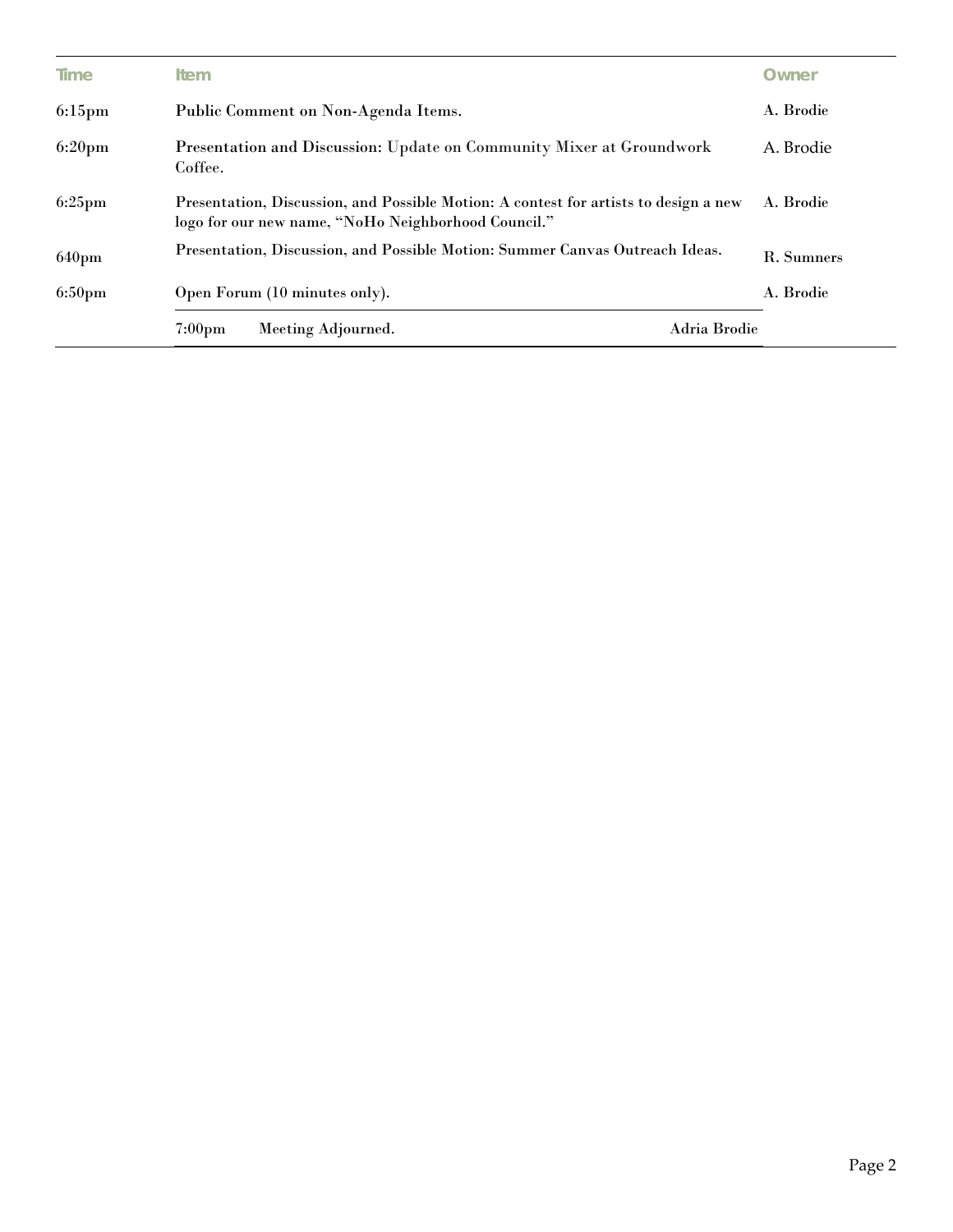| Time | Item | Owner |
| --- | --- | --- |
| 6:15pm | Public Comment on Non-Agenda Items. | A. Brodie |
| 6:20pm | Presentation and Discussion: Update on Community Mixer at Groundwork Coffee. | A. Brodie |
| 6:25pm | Presentation, Discussion, and Possible Motion: A contest for artists to design a new logo for our new name, "NoHo Neighborhood Council." | A. Brodie |
| 640pm | Presentation, Discussion, and Possible Motion: Summer Canvas Outreach Ideas. | R. Sumners |
| 6:50pm | Open Forum (10 minutes only). | A. Brodie |
| | 7:00pm Meeting Adjourned. Adria Brodie | |